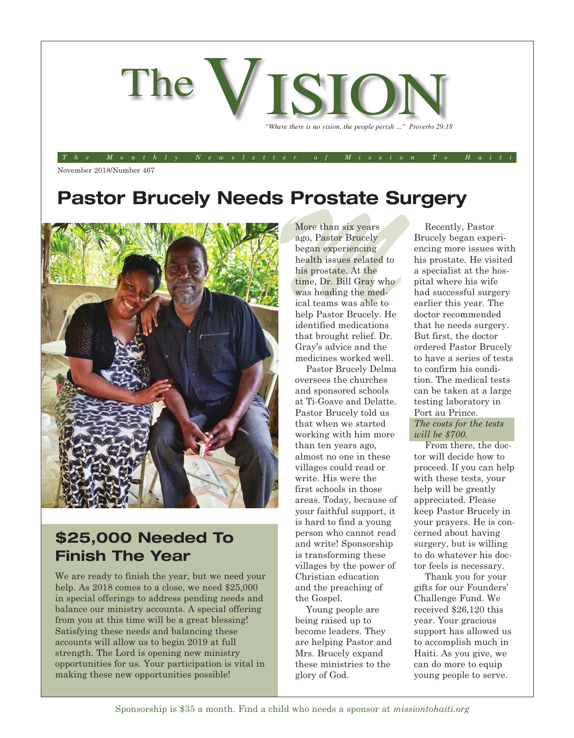# The VISION

*"Where there is no vision, the people perish ..." Proverbs 29:18*

*The Monthly Newsletter of Mission To Haiti*

November 2018/Number 467

## Pastor Brucely Needs Prostate Surgery

More than six years ago, Pastor Brucely began experiencing health issues related to his prostate. At the time, Dr. Bill Gray who was heading the medical teams was able to help Pastor Brucely. He identified medications that brought relief. Dr. Gray's advice and the medicines worked well.

Pastor Brucely Delma oversees the churches and sponsored schools at Ti-Goave and Delatte. Pastor Brucely told us that when we started working with him more than ten years ago, almost no one in these villages could read or write. His were the first schools in those areas. Today, because of your faithful support, it is hard to find a young person who cannot read and write! Sponsorship is transforming these villages by the power of Christian education and the preaching of the Gospel.

Young people are being raised up to become leaders. They are helping Pastor and Mrs. Brucely expand these ministries to the glory of God.

Recently, Pastor Brucely began experiencing more issues with his prostate. He visited a specialist at the hospital where his wife had successful surgery earlier this year. The doctor recommended that he needs surgery. But first, the doctor ordered Pastor Brucely to have a series of tests to confirm his condition. The medical tests can be taken at a large testing laboratory in Port au Prince.

*The costs for the tests will be $700.*

From there, the doctor will decide how to proceed. If you can help with these tests, your help will be greatly appreciated. Please keep Pastor Brucely in your prayers. He is concerned about having surgery, but is willing to do whatever his doctor feels is necessary.

Thank you for your gifts for our Founders' Challenge Fund. We received $26,120 this year. Your gracious support has allowed us to accomplish much in Haiti. As you give, we can do more to equip young people to serve.

## $25,000 Needed To Finish The Year

We are ready to finish the year, but we need your help. As 2018 comes to a close, we need $25,000 in special offerings to address pending needs and balance our ministry accounts. A special offering from you at this time will be a great blessing! Satisfying these needs and balancing these accounts will allow us to begin 2019 at full strength. The Lord is opening new ministry opportunities for us. Your participation is vital in making these new opportunities possible!

Sponsorship is $35 a month. Find a child who needs a sponsor at *missiontohaiti.org*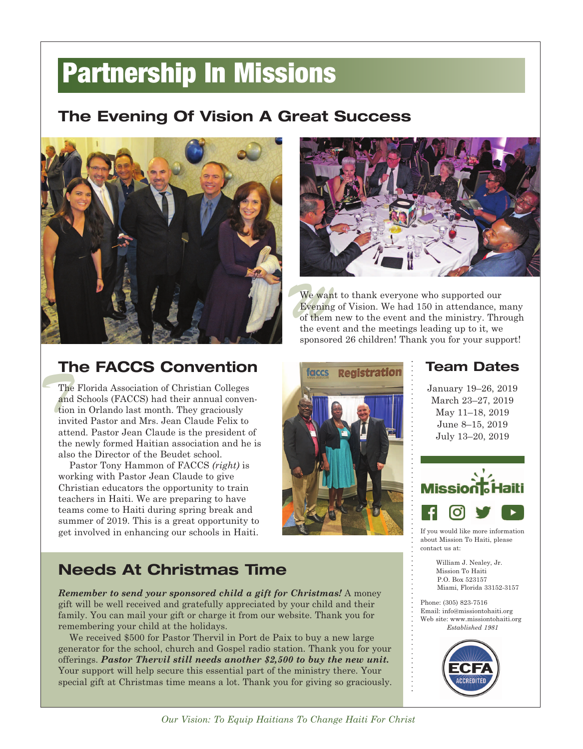# Partnership In Missions

## The Evening Of Vision A Great Success

We want to thank everyone who supported our Evening of Vision. We had 150 in attendance, many of them new to the event and the ministry. Through the event and the meetings leading up to it, we sponsored 26 children! Thank you for your support!

## The FACCS Convention

The Florida Association of Christian Colleges and Schools (FACCS) had their annual convention in Orlando last month. They graciously invited Pastor and Mrs. Jean Claude Felix to attend. Pastor Jean Claude is the president of the newly formed Haitian association and he is also the Director of the Beudet school.

Pastor Tony Hammon of FACCS *(right)* is working with Pastor Jean Claude to give Christian educators the opportunity to train teachers in Haiti. We are preparing to have teams come to Haiti during spring break and summer of 2019. This is a great opportunity to get involved in enhancing our schools in Haiti.

## Team Dates

January 19–26, 2019
March 23–27, 2019
May 11–18, 2019
June 8–15, 2019
July 13–20, 2019

## Needs At Christmas Time

***Remember to send your sponsored child a gift for Christmas!*** A money gift will be well received and gratefully appreciated by your child and their family. You can mail your gift or charge it from our website. Thank you for remembering your child at the holidays.

We received $500 for Pastor Thervil in Port de Paix to buy a new large generator for the school, church and Gospel radio station. Thank you for your offerings. ***Pastor Thervil still needs another $2,500 to buy the new unit.*** Your support will help secure this essential part of the ministry there. Your special gift at Christmas time means a lot. Thank you for giving so graciously.

Mission To Haiti

If you would like more information about Mission To Haiti, please contact us at:

William J. Nealey, Jr.
Mission To Haiti
P.O. Box 523157
Miami, Florida 33152-3157

Phone: (305) 823-7516
Email: info@missiontohaiti.org
Web site: www.missiontohaiti.org
*Established 1981*

ECFA ACCREDITED

*Our Vision: To Equip Haitians To Change Haiti For Christ*